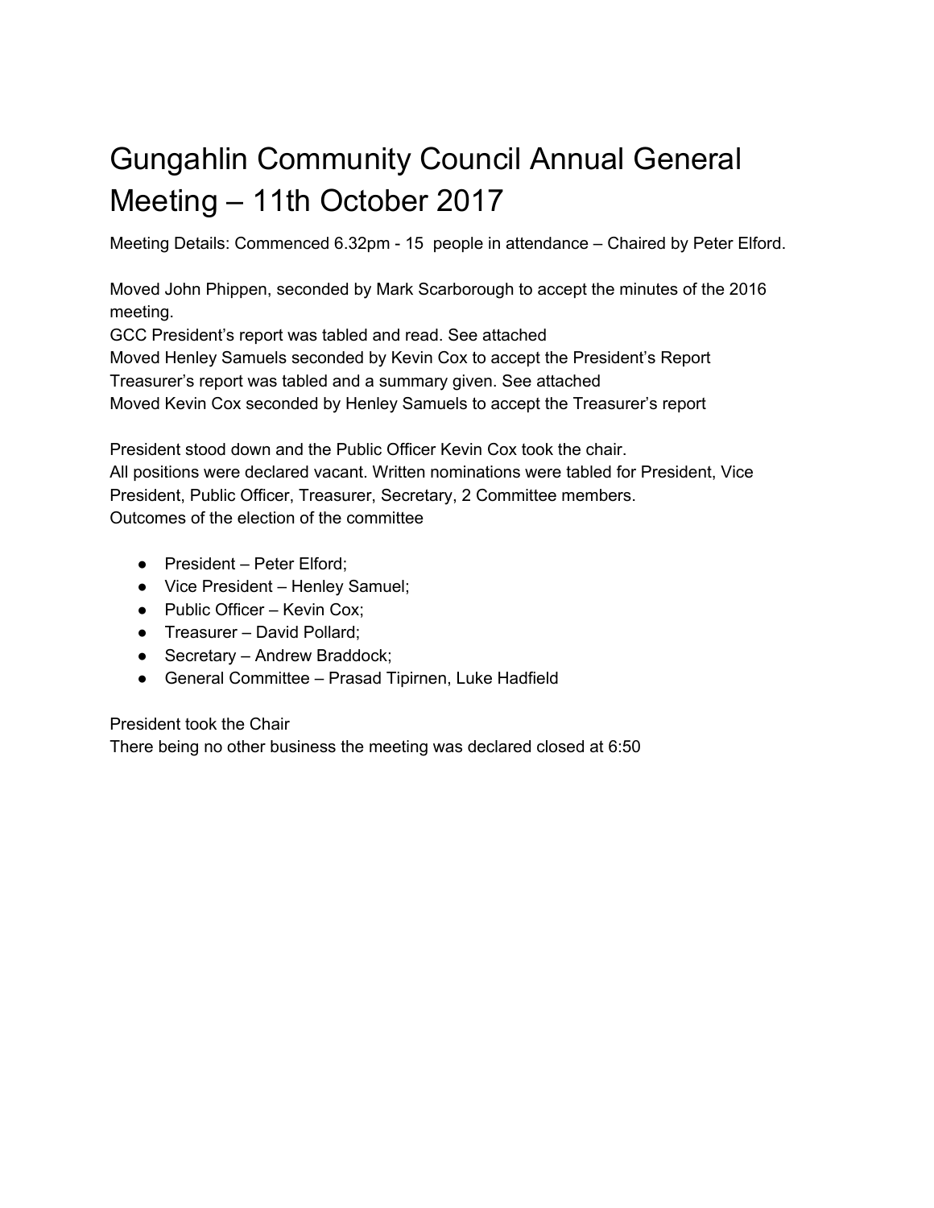# Gungahlin Community Council Annual General Meeting – 11th October 2017

Meeting Details: Commenced 6.32pm - 15 people in attendance – Chaired by Peter Elford.

Moved John Phippen, seconded by Mark Scarborough to accept the minutes of the 2016 meeting.
GCC President's report was tabled and read. See attached
Moved Henley Samuels seconded by Kevin Cox to accept the President's Report
Treasurer's report was tabled and a summary given. See attached
Moved Kevin Cox seconded by Henley Samuels to accept the Treasurer's report

President stood down and the Public Officer Kevin Cox took the chair.
All positions were declared vacant. Written nominations were tabled for President, Vice President, Public Officer, Treasurer, Secretary, 2 Committee members.
Outcomes of the election of the committee

- President – Peter Elford;
- Vice President – Henley Samuel;
- Public Officer – Kevin Cox;
- Treasurer – David Pollard;
- Secretary – Andrew Braddock;
- General Committee – Prasad Tipirnen, Luke Hadfield

President took the Chair
There being no other business the meeting was declared closed at 6:50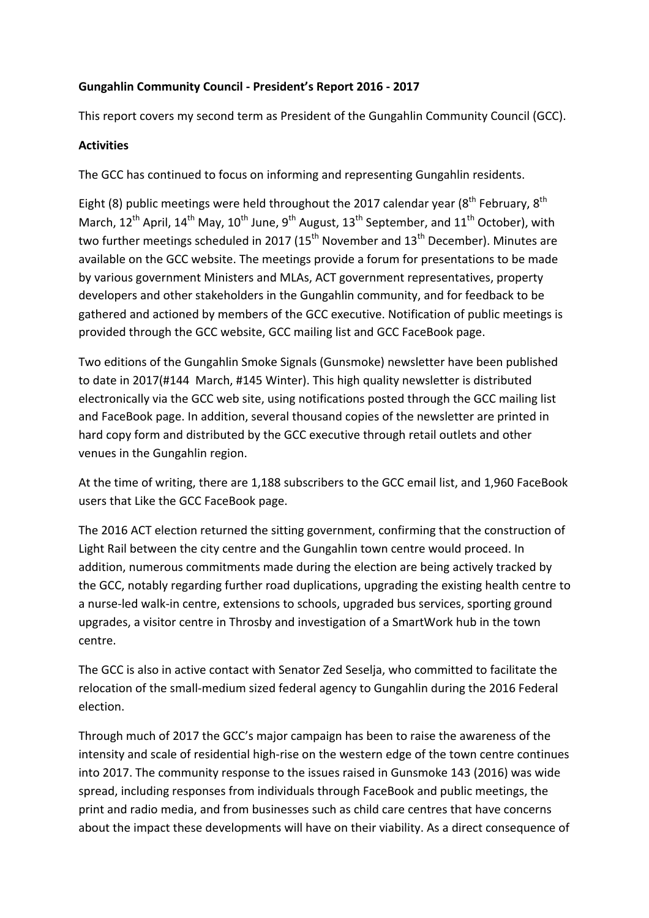**Gungahlin Community Council - President's Report 2016 - 2017**

This report covers my second term as President of the Gungahlin Community Council (GCC).

**Activities**

The GCC has continued to focus on informing and representing Gungahlin residents.

Eight (8) public meetings were held throughout the 2017 calendar year (8th February, 8th March, 12th April, 14th May, 10th June, 9th August, 13th September, and 11th October), with two further meetings scheduled in 2017 (15th November and 13th December). Minutes are available on the GCC website. The meetings provide a forum for presentations to be made by various government Ministers and MLAs, ACT government representatives, property developers and other stakeholders in the Gungahlin community, and for feedback to be gathered and actioned by members of the GCC executive. Notification of public meetings is provided through the GCC website, GCC mailing list and GCC FaceBook page.

Two editions of the Gungahlin Smoke Signals (Gunsmoke) newsletter have been published to date in 2017(#144 March, #145 Winter). This high quality newsletter is distributed electronically via the GCC web site, using notifications posted through the GCC mailing list and FaceBook page. In addition, several thousand copies of the newsletter are printed in hard copy form and distributed by the GCC executive through retail outlets and other venues in the Gungahlin region.

At the time of writing, there are 1,188 subscribers to the GCC email list, and 1,960 FaceBook users that Like the GCC FaceBook page.

The 2016 ACT election returned the sitting government, confirming that the construction of Light Rail between the city centre and the Gungahlin town centre would proceed. In addition, numerous commitments made during the election are being actively tracked by the GCC, notably regarding further road duplications, upgrading the existing health centre to a nurse-led walk-in centre, extensions to schools, upgraded bus services, sporting ground upgrades, a visitor centre in Throsby and investigation of a SmartWork hub in the town centre.

The GCC is also in active contact with Senator Zed Seselja, who committed to facilitate the relocation of the small-medium sized federal agency to Gungahlin during the 2016 Federal election.

Through much of 2017 the GCC's major campaign has been to raise the awareness of the intensity and scale of residential high-rise on the western edge of the town centre continues into 2017. The community response to the issues raised in Gunsmoke 143 (2016) was wide spread, including responses from individuals through FaceBook and public meetings, the print and radio media, and from businesses such as child care centres that have concerns about the impact these developments will have on their viability. As a direct consequence of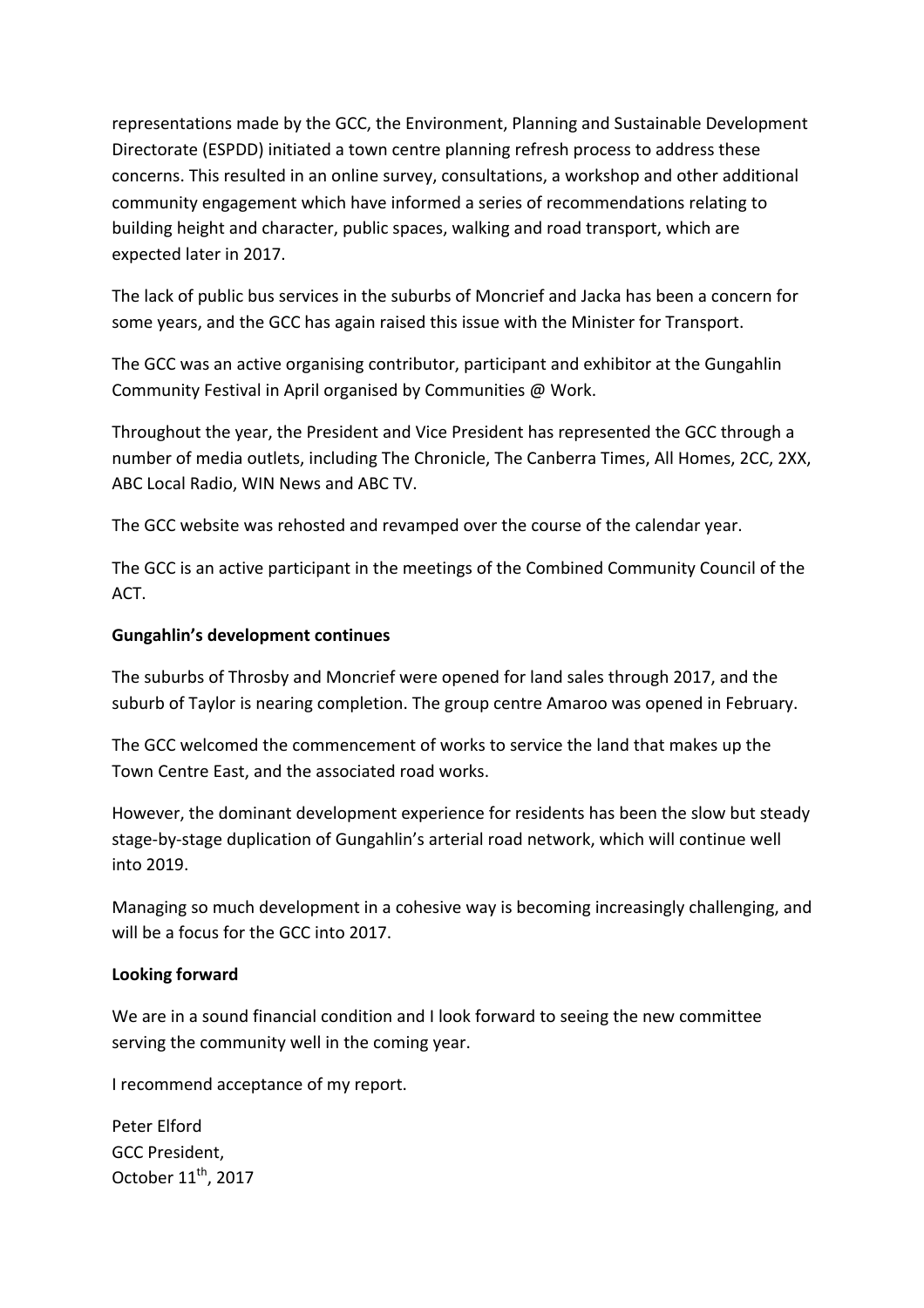representations made by the GCC, the Environment, Planning and Sustainable Development Directorate (ESPDD) initiated a town centre planning refresh process to address these concerns. This resulted in an online survey, consultations, a workshop and other additional community engagement which have informed a series of recommendations relating to building height and character, public spaces, walking and road transport, which are expected later in 2017.

The lack of public bus services in the suburbs of Moncrief and Jacka has been a concern for some years, and the GCC has again raised this issue with the Minister for Transport.

The GCC was an active organising contributor, participant and exhibitor at the Gungahlin Community Festival in April organised by Communities @ Work.

Throughout the year, the President and Vice President has represented the GCC through a number of media outlets, including The Chronicle, The Canberra Times, All Homes, 2CC, 2XX, ABC Local Radio, WIN News and ABC TV.

The GCC website was rehosted and revamped over the course of the calendar year.

The GCC is an active participant in the meetings of the Combined Community Council of the ACT.

**Gungahlin's development continues**

The suburbs of Throsby and Moncrief were opened for land sales through 2017, and the suburb of Taylor is nearing completion. The group centre Amaroo was opened in February.

The GCC welcomed the commencement of works to service the land that makes up the Town Centre East, and the associated road works.

However, the dominant development experience for residents has been the slow but steady stage-by-stage duplication of Gungahlin's arterial road network, which will continue well into 2019.

Managing so much development in a cohesive way is becoming increasingly challenging, and will be a focus for the GCC into 2017.

**Looking forward**

We are in a sound financial condition and I look forward to seeing the new committee serving the community well in the coming year.

I recommend acceptance of my report.

Peter Elford
GCC President,
October 11th, 2017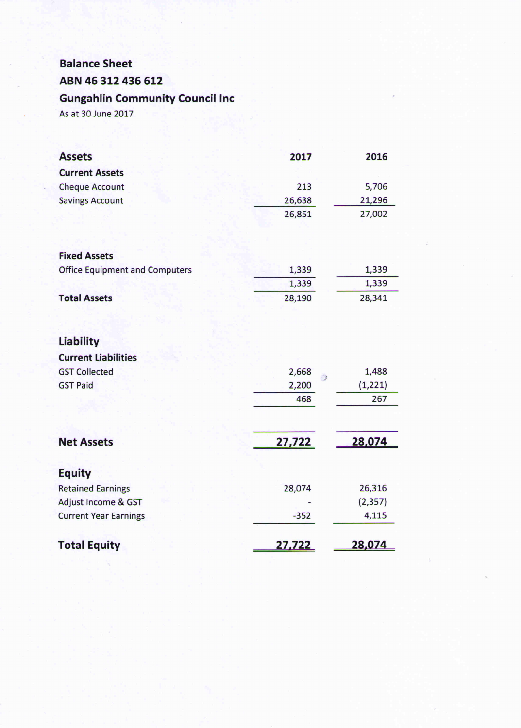**Balance Sheet**

**ABN 46 312 436 612**

**Gungahlin Community Council Inc**

As at 30 June 2017

| **Assets** | **2017** | **2016** |
|---|---|---|
| **Current Assets** | | |
| Cheque Account | 213 | 5,706 |
| Savings Account | 26,638 | 21,296 |
| | 26,851 | 27,002 |
| | | |
| **Fixed Assets** | | |
| Office Equipment and Computers | 1,339 | 1,339 |
| | 1,339 | 1,339 |
| **Total Assets** | 28,190 | 28,341 |
| | | |
| **Liability** | | |
| **Current Liabilities** | | |
| GST Collected | 2,668 | 1,488 |
| GST Paid | 2,200 | (1,221) |
| | 468 | 267 |
| | | |
| **Net Assets** | **27,722** | **28,074** |
| | | |
| **Equity** | | |
| Retained Earnings | 28,074 | 26,316 |
| Adjust Income & GST | - | (2,357) |
| Current Year Earnings | -352 | 4,115 |
| | | |
| **Total Equity** | **27,722** | **28,074** |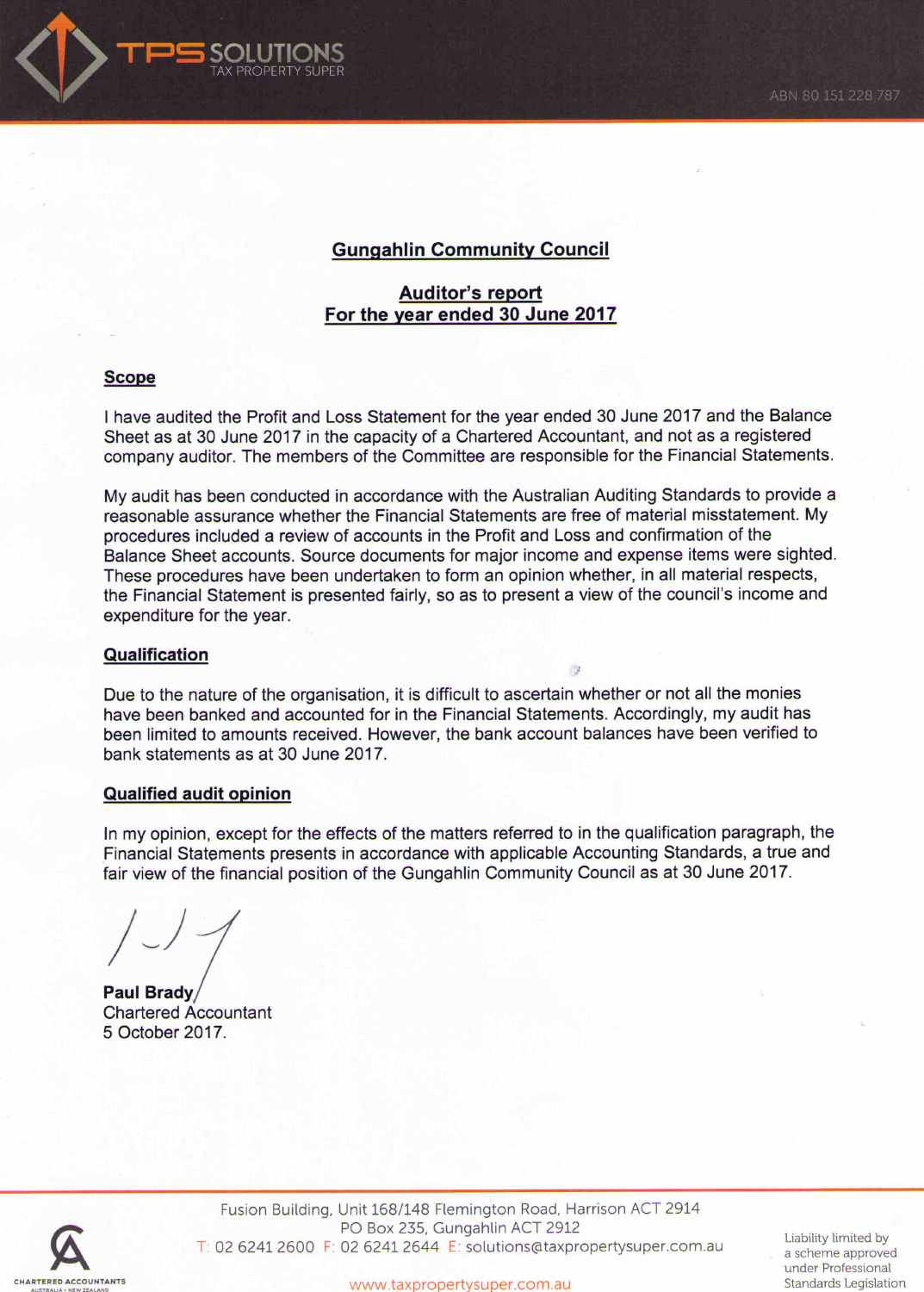## Gungahlin Community Council

## Auditor's report
## For the year ended 30 June 2017

### Scope

I have audited the Profit and Loss Statement for the year ended 30 June 2017 and the Balance Sheet as at 30 June 2017 in the capacity of a Chartered Accountant, and not as a registered company auditor. The members of the Committee are responsible for the Financial Statements.

My audit has been conducted in accordance with the Australian Auditing Standards to provide a reasonable assurance whether the Financial Statements are free of material misstatement. My procedures included a review of accounts in the Profit and Loss and confirmation of the Balance Sheet accounts. Source documents for major income and expense items were sighted. These procedures have been undertaken to form an opinion whether, in all material respects, the Financial Statement is presented fairly, so as to present a view of the council's income and expenditure for the year.

### Qualification

Due to the nature of the organisation, it is difficult to ascertain whether or not all the monies have been banked and accounted for in the Financial Statements. Accordingly, my audit has been limited to amounts received. However, the bank account balances have been verified to bank statements as at 30 June 2017.

### Qualified audit opinion

In my opinion, except for the effects of the matters referred to in the qualification paragraph, the Financial Statements presents in accordance with applicable Accounting Standards, a true and fair view of the financial position of the Gungahlin Community Council as at 30 June 2017.

**Paul Brady**
Chartered Accountant
5 October 2017.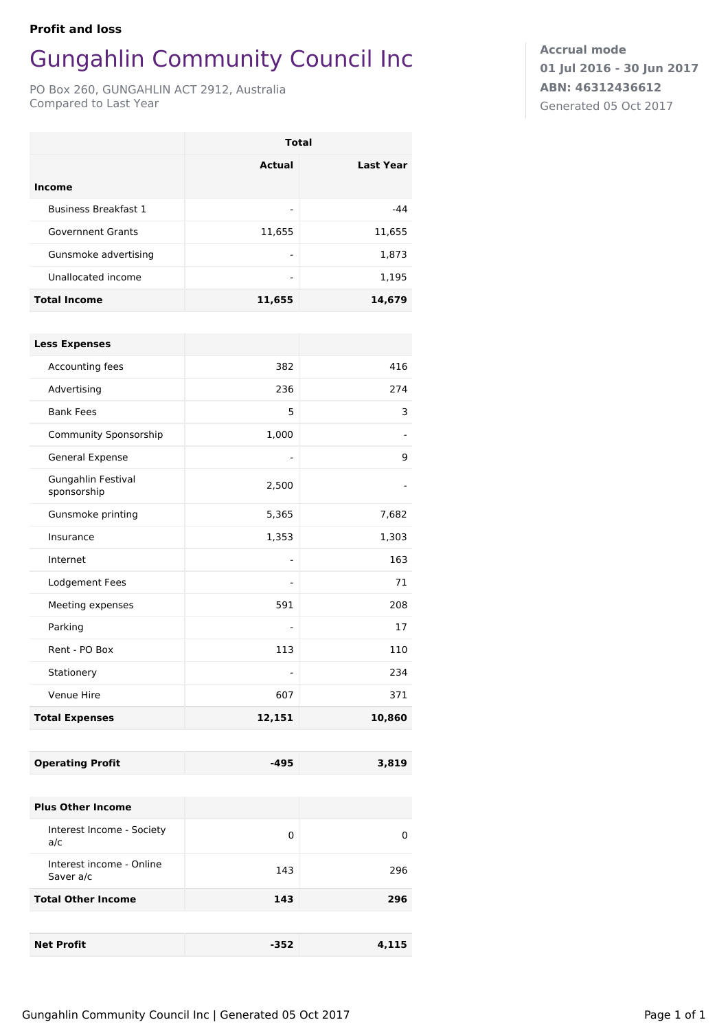**Profit and loss**

# Gungahlin Community Council Inc

PO Box 260, GUNGAHLIN ACT 2912, Australia
Compared to Last Year

**Accrual mode**
**01 Jul 2016 - 30 Jun 2017**
**ABN: 46312436612**
Generated 05 Oct 2017

| | Total | |
|---|---|---|
| | **Actual** | **Last Year** |
| **Income** | | |
| Business Breakfast 1 | - | -44 |
| Government Grants | 11,655 | 11,655 |
| Gunsmoke advertising | - | 1,873 |
| Unallocated income | - | 1,195 |
| **Total Income** | **11,655** | **14,679** |
| | | |
| **Less Expenses** | | |
| Accounting fees | 382 | 416 |
| Advertising | 236 | 274 |
| Bank Fees | 5 | 3 |
| Community Sponsorship | 1,000 | - |
| General Expense | - | 9 |
| Gungahlin Festival sponsorship | 2,500 | - |
| Gunsmoke printing | 5,365 | 7,682 |
| Insurance | 1,353 | 1,303 |
| Internet | - | 163 |
| Lodgement Fees | - | 71 |
| Meeting expenses | 591 | 208 |
| Parking | - | 17 |
| Rent - PO Box | 113 | 110 |
| Stationery | - | 234 |
| Venue Hire | 607 | 371 |
| **Total Expenses** | **12,151** | **10,860** |
| | | |
| **Operating Profit** | **-495** | **3,819** |
| | | |
| **Plus Other Income** | | |
| Interest Income - Society a/c | 0 | 0 |
| Interest income - Online Saver a/c | 143 | 296 |
| **Total Other Income** | **143** | **296** |
| | | |
| **Net Profit** | **-352** | **4,115** |